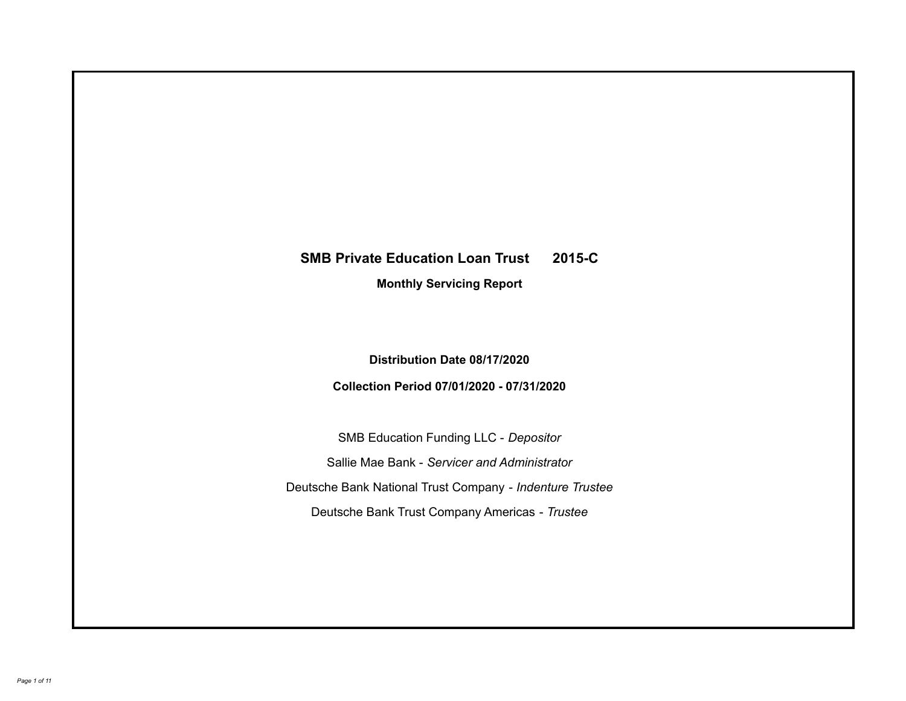# SMB Private Education Loan Trust 2015-C

**Monthly Servicing Report**

**Distribution Date 08/17/2020**

**Collection Period 07/01/2020 - 07/31/2020**

SMB Education Funding LLC - *Depositor*

Sallie Mae Bank - *Servicer and Administrator*

Deutsche Bank National Trust Company - *Indenture Trustee*

Deutsche Bank Trust Company Americas - *Trustee*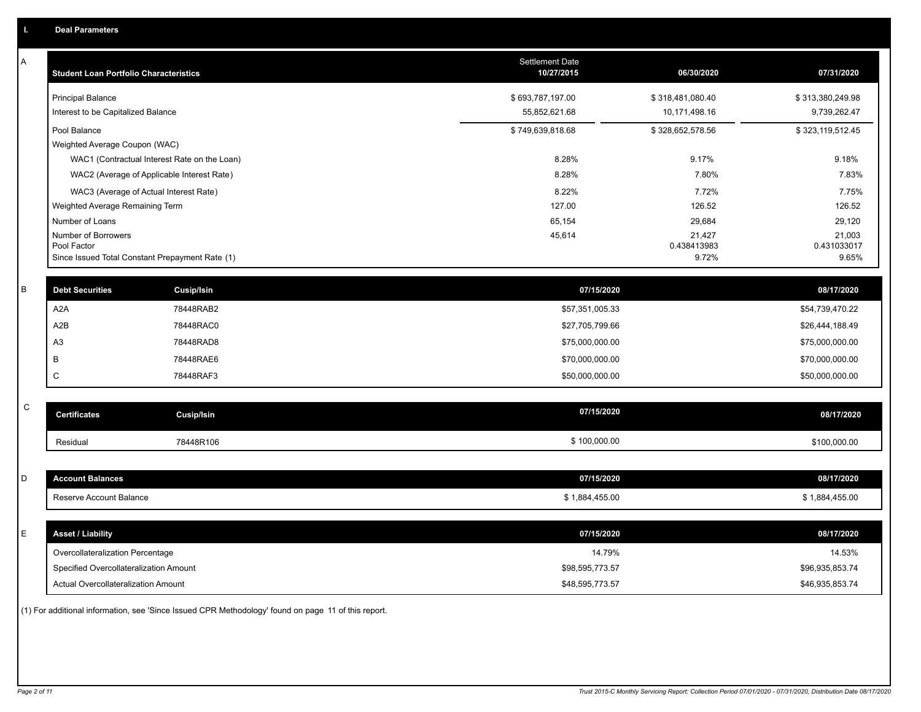## I. Deal Parameters

### A

| Student Loan Portfolio Characteristics | Settlement Date 10/27/2015 | 06/30/2020 | 07/31/2020 |
|---|---|---|---|
| Principal Balance | $ 693,787,197.00 | $ 318,481,080.40 | $ 313,380,249.98 |
| Interest to be Capitalized Balance | 55,852,621.68 | 10,171,498.16 | 9,739,262.47 |
| Pool Balance | $ 749,639,818.68 | $ 328,652,578.56 | $ 323,119,512.45 |
| Weighted Average Coupon (WAC) | | | |
| WAC1 (Contractual Interest Rate on the Loan) | 8.28% | 9.17% | 9.18% |
| WAC2 (Average of Applicable Interest Rate) | 8.28% | 7.80% | 7.83% |
| WAC3 (Average of Actual Interest Rate) | 8.22% | 7.72% | 7.75% |
| Weighted Average Remaining Term | 127.00 | 126.52 | 126.52 |
| Number of Loans | 65,154 | 29,684 | 29,120 |
| Number of Borrowers | 45,614 | 21,427 | 21,003 |
| Pool Factor | | 0.438413983 | 0.431033017 |
| Since Issued Total Constant Prepayment Rate (1) | | 9.72% | 9.65% |

### B

| Debt Securities | Cusip/Isin | 07/15/2020 | 08/17/2020 |
|---|---|---|---|
| A2A | 78448RAB2 | $57,351,005.33 | $54,739,470.22 |
| A2B | 78448RAC0 | $27,705,799.66 | $26,444,188.49 |
| A3 | 78448RAD8 | $75,000,000.00 | $75,000,000.00 |
| B | 78448RAE6 | $70,000,000.00 | $70,000,000.00 |
| C | 78448RAF3 | $50,000,000.00 | $50,000,000.00 |

### C

| Certificates | Cusip/Isin | 07/15/2020 | 08/17/2020 |
|---|---|---|---|
| Residual | 78448R106 | $ 100,000.00 | $100,000.00 |

### D

| Account Balances | 07/15/2020 | 08/17/2020 |
|---|---|---|
| Reserve Account Balance | $ 1,884,455.00 | $ 1,884,455.00 |

### E

| Asset / Liability | 07/15/2020 | 08/17/2020 |
|---|---|---|
| Overcollateralization Percentage | 14.79% | 14.53% |
| Specified Overcollateralization Amount | $98,595,773.57 | $96,935,853.74 |
| Actual Overcollateralization Amount | $48,595,773.57 | $46,935,853.74 |

(1) For additional information, see 'Since Issued CPR Methodology' found on page 11 of this report.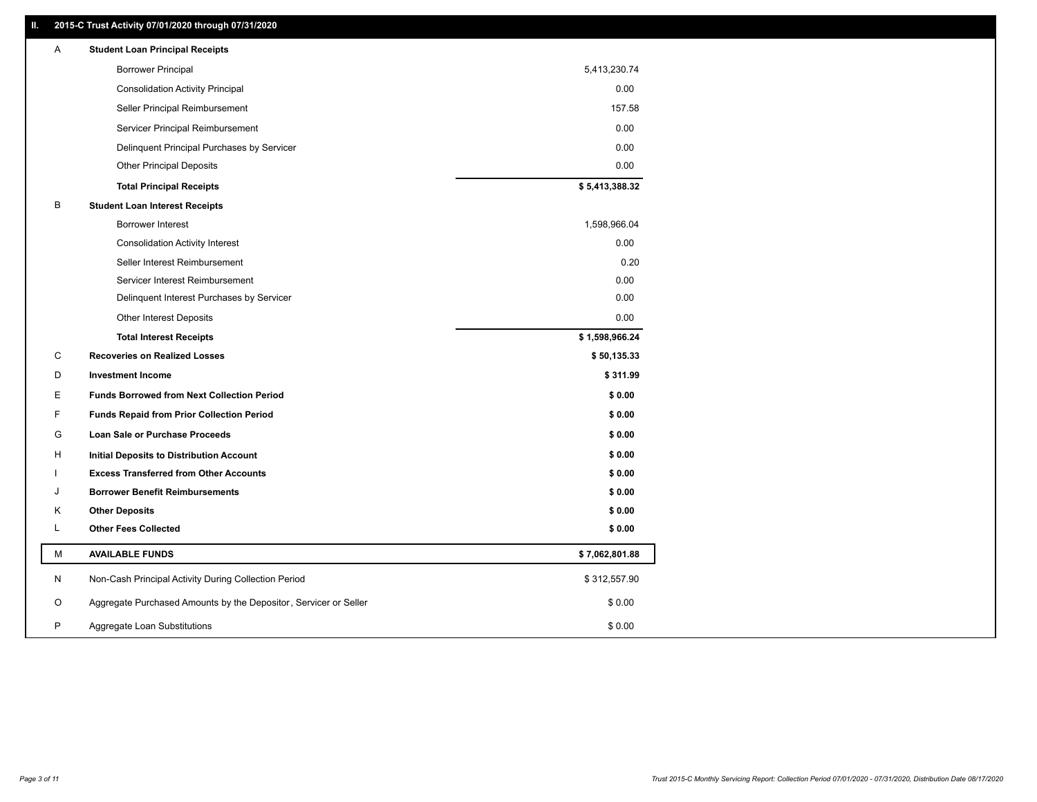## II. 2015-C Trust Activity 07/01/2020 through 07/31/2020

| | | |
|---|---|---|
| A | **Student Loan Principal Receipts** | |
| | Borrower Principal | 5,413,230.74 |
| | Consolidation Activity Principal | 0.00 |
| | Seller Principal Reimbursement | 157.58 |
| | Servicer Principal Reimbursement | 0.00 |
| | Delinquent Principal Purchases by Servicer | 0.00 |
| | Other Principal Deposits | 0.00 |
| | **Total Principal Receipts** | **$ 5,413,388.32** |
| B | **Student Loan Interest Receipts** | |
| | Borrower Interest | 1,598,966.04 |
| | Consolidation Activity Interest | 0.00 |
| | Seller Interest Reimbursement | 0.20 |
| | Servicer Interest Reimbursement | 0.00 |
| | Delinquent Interest Purchases by Servicer | 0.00 |
| | Other Interest Deposits | 0.00 |
| | **Total Interest Receipts** | **$ 1,598,966.24** |
| C | **Recoveries on Realized Losses** | **$ 50,135.33** |
| D | **Investment Income** | **$ 311.99** |
| E | **Funds Borrowed from Next Collection Period** | **$ 0.00** |
| F | **Funds Repaid from Prior Collection Period** | **$ 0.00** |
| G | **Loan Sale or Purchase Proceeds** | **$ 0.00** |
| H | **Initial Deposits to Distribution Account** | **$ 0.00** |
| I | **Excess Transferred from Other Accounts** | **$ 0.00** |
| J | **Borrower Benefit Reimbursements** | **$ 0.00** |
| K | **Other Deposits** | **$ 0.00** |
| L | **Other Fees Collected** | **$ 0.00** |
| M | **AVAILABLE FUNDS** | **$ 7,062,801.88** |
| N | Non-Cash Principal Activity During Collection Period | $ 312,557.90 |
| O | Aggregate Purchased Amounts by the Depositor, Servicer or Seller | $ 0.00 |
| P | Aggregate Loan Substitutions | $ 0.00 |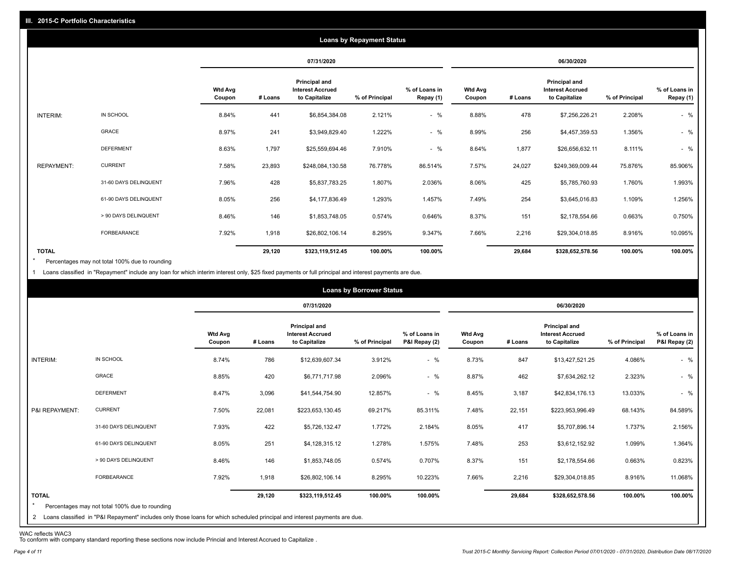## III. 2015-C Portfolio Characteristics

### Loans by Repayment Status

| | | 07/31/2020 | | | | | 06/30/2020 | | | | |
|---|---|---|---|---|---|---|---|---|---|---|---|
| | | Wtd Avg Coupon | # Loans | Principal and Interest Accrued to Capitalize | % of Principal | % of Loans in Repay (1) | Wtd Avg Coupon | # Loans | Principal and Interest Accrued to Capitalize | % of Principal | % of Loans in Repay (1) |
| INTERIM: | IN SCHOOL | 8.84% | 441 | $6,854,384.08 | 2.121% | - % | 8.88% | 478 | $7,256,226.21 | 2.208% | - % |
| | GRACE | 8.97% | 241 | $3,949,829.40 | 1.222% | - % | 8.99% | 256 | $4,457,359.53 | 1.356% | - % |
| | DEFERMENT | 8.63% | 1,797 | $25,559,694.46 | 7.910% | - % | 8.64% | 1,877 | $26,656,632.11 | 8.111% | - % |
| REPAYMENT: | CURRENT | 7.58% | 23,893 | $248,084,130.58 | 76.778% | 86.514% | 7.57% | 24,027 | $249,369,009.44 | 75.876% | 85.906% |
| | 31-60 DAYS DELINQUENT | 7.96% | 428 | $5,837,783.25 | 1.807% | 2.036% | 8.06% | 425 | $5,785,760.93 | 1.760% | 1.993% |
| | 61-90 DAYS DELINQUENT | 8.05% | 256 | $4,177,836.49 | 1.293% | 1.457% | 7.49% | 254 | $3,645,016.83 | 1.109% | 1.256% |
| | > 90 DAYS DELINQUENT | 8.46% | 146 | $1,853,748.05 | 0.574% | 0.646% | 8.37% | 151 | $2,178,554.66 | 0.663% | 0.750% |
| | FORBEARANCE | 7.92% | 1,918 | $26,802,106.14 | 8.295% | 9.347% | 7.66% | 2,216 | $29,304,018.85 | 8.916% | 10.095% |
| TOTAL | | | 29,120 | $323,119,512.45 | 100.00% | 100.00% | | 29,684 | $328,652,578.56 | 100.00% | 100.00% |

* Percentages may not total 100% due to rounding

1 Loans classified in "Repayment" include any loan for which interim interest only, $25 fixed payments or full principal and interest payments are due.

### Loans by Borrower Status

| | | 07/31/2020 | | | | | 06/30/2020 | | | | |
|---|---|---|---|---|---|---|---|---|---|---|---|
| | | Wtd Avg Coupon | # Loans | Principal and Interest Accrued to Capitalize | % of Principal | % of Loans in P&I Repay (2) | Wtd Avg Coupon | # Loans | Principal and Interest Accrued to Capitalize | % of Principal | % of Loans in P&I Repay (2) |
| INTERIM: | IN SCHOOL | 8.74% | 786 | $12,639,607.34 | 3.912% | - % | 8.73% | 847 | $13,427,521.25 | 4.086% | - % |
| | GRACE | 8.85% | 420 | $6,771,717.98 | 2.096% | - % | 8.87% | 462 | $7,634,262.12 | 2.323% | - % |
| | DEFERMENT | 8.47% | 3,096 | $41,544,754.90 | 12.857% | - % | 8.45% | 3,187 | $42,834,176.13 | 13.033% | - % |
| P&I REPAYMENT: | CURRENT | 7.50% | 22,081 | $223,653,130.45 | 69.217% | 85.311% | 7.48% | 22,151 | $223,953,996.49 | 68.143% | 84.589% |
| | 31-60 DAYS DELINQUENT | 7.93% | 422 | $5,726,132.47 | 1.772% | 2.184% | 8.05% | 417 | $5,707,896.14 | 1.737% | 2.156% |
| | 61-90 DAYS DELINQUENT | 8.05% | 251 | $4,128,315.12 | 1.278% | 1.575% | 7.48% | 253 | $3,612,152.92 | 1.099% | 1.364% |
| | > 90 DAYS DELINQUENT | 8.46% | 146 | $1,853,748.05 | 0.574% | 0.707% | 8.37% | 151 | $2,178,554.66 | 0.663% | 0.823% |
| | FORBEARANCE | 7.92% | 1,918 | $26,802,106.14 | 8.295% | 10.223% | 7.66% | 2,216 | $29,304,018.85 | 8.916% | 11.068% |
| TOTAL | | | 29,120 | $323,119,512.45 | 100.00% | 100.00% | | 29,684 | $328,652,578.56 | 100.00% | 100.00% |

* Percentages may not total 100% due to rounding

2 Loans classified in "P&I Repayment" includes only those loans for which scheduled principal and interest payments are due.

WAC reflects WAC3

To conform with company standard reporting these sections now include Princial and Interest Accrued to Capitalize .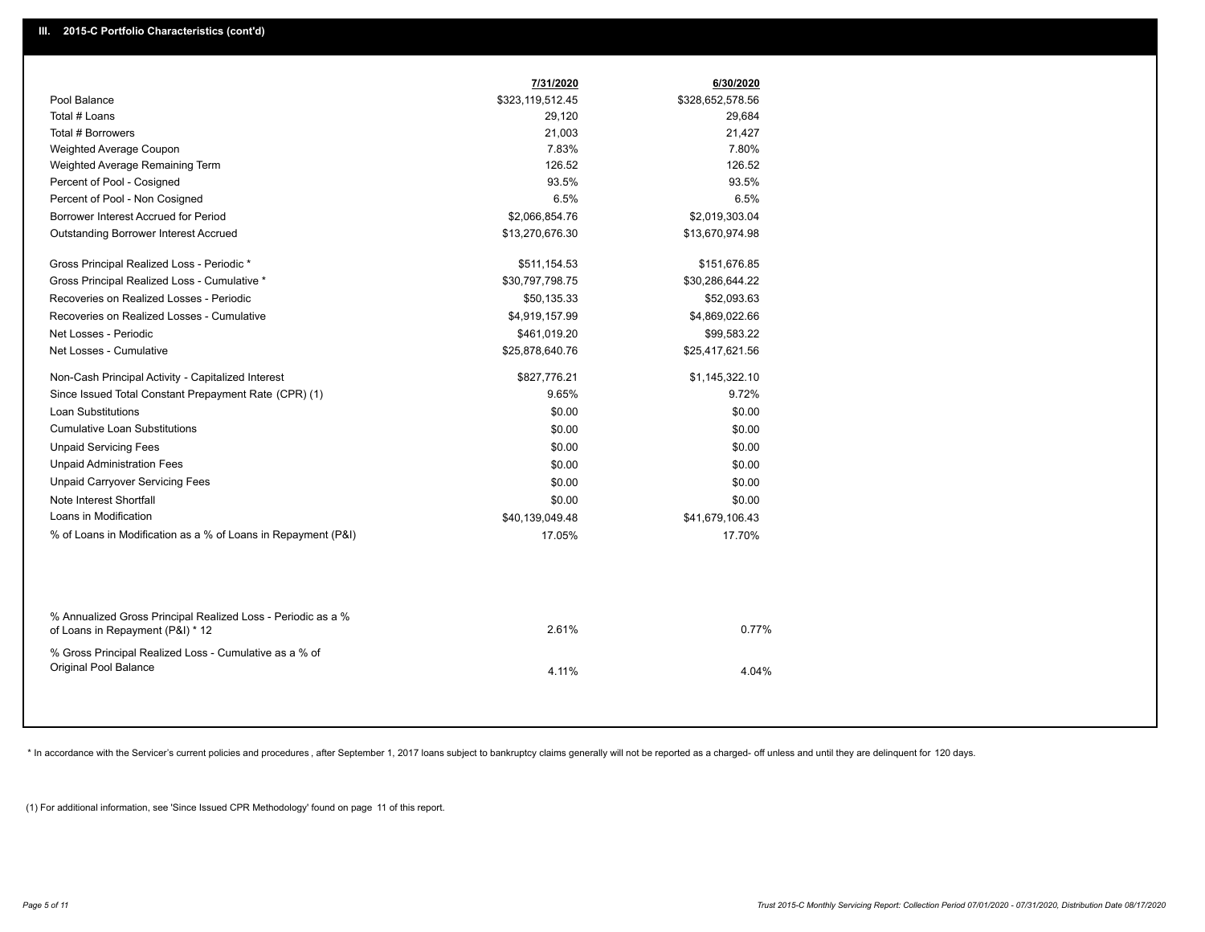## III. 2015-C Portfolio Characteristics (cont'd)

| | 7/31/2020 | 6/30/2020 |
|---|---|---|
| Pool Balance | $323,119,512.45 | $328,652,578.56 |
| Total # Loans | 29,120 | 29,684 |
| Total # Borrowers | 21,003 | 21,427 |
| Weighted Average Coupon | 7.83% | 7.80% |
| Weighted Average Remaining Term | 126.52 | 126.52 |
| Percent of Pool - Cosigned | 93.5% | 93.5% |
| Percent of Pool - Non Cosigned | 6.5% | 6.5% |
| Borrower Interest Accrued for Period | $2,066,854.76 | $2,019,303.04 |
| Outstanding Borrower Interest Accrued | $13,270,676.30 | $13,670,974.98 |
| Gross Principal Realized Loss - Periodic * | $511,154.53 | $151,676.85 |
| Gross Principal Realized Loss - Cumulative * | $30,797,798.75 | $30,286,644.22 |
| Recoveries on Realized Losses - Periodic | $50,135.33 | $52,093.63 |
| Recoveries on Realized Losses - Cumulative | $4,919,157.99 | $4,869,022.66 |
| Net Losses - Periodic | $461,019.20 | $99,583.22 |
| Net Losses - Cumulative | $25,878,640.76 | $25,417,621.56 |
| Non-Cash Principal Activity - Capitalized Interest | $827,776.21 | $1,145,322.10 |
| Since Issued Total Constant Prepayment Rate (CPR) (1) | 9.65% | 9.72% |
| Loan Substitutions | $0.00 | $0.00 |
| Cumulative Loan Substitutions | $0.00 | $0.00 |
| Unpaid Servicing Fees | $0.00 | $0.00 |
| Unpaid Administration Fees | $0.00 | $0.00 |
| Unpaid Carryover Servicing Fees | $0.00 | $0.00 |
| Note Interest Shortfall | $0.00 | $0.00 |
| Loans in Modification | $40,139,049.48 | $41,679,106.43 |
| % of Loans in Modification as a % of Loans in Repayment (P&I) | 17.05% | 17.70% |
| % Annualized Gross Principal Realized Loss - Periodic as a % of Loans in Repayment (P&I) * 12 | 2.61% | 0.77% |
| % Gross Principal Realized Loss - Cumulative as a % of Original Pool Balance | 4.11% | 4.04% |

* In accordance with the Servicer's current policies and procedures , after September 1, 2017 loans subject to bankruptcy claims generally will not be reported as a charged- off unless and until they are delinquent for 120 days.

(1) For additional information, see 'Since Issued CPR Methodology' found on page 11 of this report.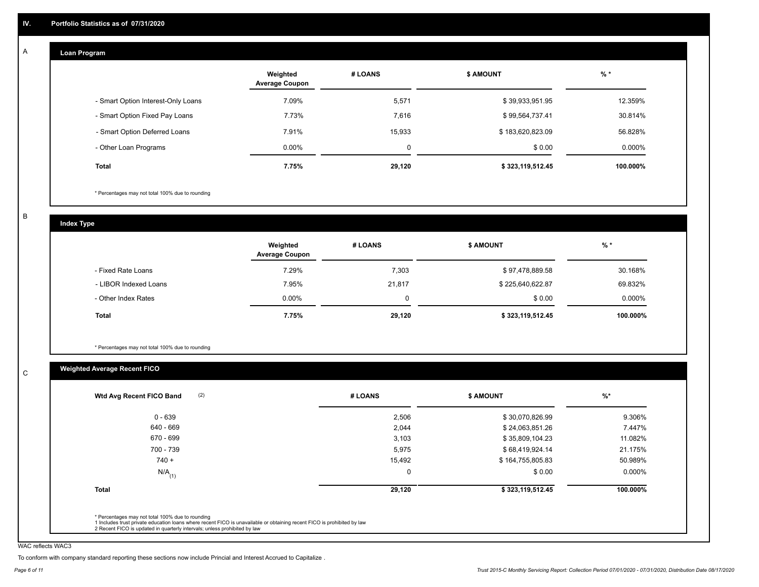## IV. Portfolio Statistics as of 07/31/2020

### A Loan Program

| | Weighted Average Coupon | # LOANS | $ AMOUNT | % * |
|---|---|---|---|---|
| - Smart Option Interest-Only Loans | 7.09% | 5,571 | $ 39,933,951.95 | 12.359% |
| - Smart Option Fixed Pay Loans | 7.73% | 7,616 | $ 99,564,737.41 | 30.814% |
| - Smart Option Deferred Loans | 7.91% | 15,933 | $ 183,620,823.09 | 56.828% |
| - Other Loan Programs | 0.00% | 0 | $ 0.00 | 0.000% |
| **Total** | **7.75%** | **29,120** | **$ 323,119,512.45** | **100.000%** |

* Percentages may not total 100% due to rounding

### B Index Type

| | Weighted Average Coupon | # LOANS | $ AMOUNT | % * |
|---|---|---|---|---|
| - Fixed Rate Loans | 7.29% | 7,303 | $ 97,478,889.58 | 30.168% |
| - LIBOR Indexed Loans | 7.95% | 21,817 | $ 225,640,622.87 | 69.832% |
| - Other Index Rates | 0.00% | 0 | $ 0.00 | 0.000% |
| **Total** | **7.75%** | **29,120** | **$ 323,119,512.45** | **100.000%** |

* Percentages may not total 100% due to rounding

### C Weighted Average Recent FICO

| Wtd Avg Recent FICO Band (2) | # LOANS | $ AMOUNT | %* |
|---|---|---|---|
| 0 - 639 | 2,506 | $ 30,070,826.99 | 9.306% |
| 640 - 669 | 2,044 | $ 24,063,851.26 | 7.447% |
| 670 - 699 | 3,103 | $ 35,809,104.23 | 11.082% |
| 700 - 739 | 5,975 | $ 68,419,924.14 | 21.175% |
| 740 + | 15,492 | $ 164,755,805.83 | 50.989% |
| N/A (1) | 0 | $ 0.00 | 0.000% |
| **Total** | **29,120** | **$ 323,119,512.45** | **100.000%** |

* Percentages may not total 100% due to rounding
1 Includes trust private education loans where recent FICO is unavailable or obtaining recent FICO is prohibited by law
2 Recent FICO is updated in quarterly intervals; unless prohibited by law

WAC reflects WAC3

To conform with company standard reporting these sections now include Princial and Interest Accrued to Capitalize .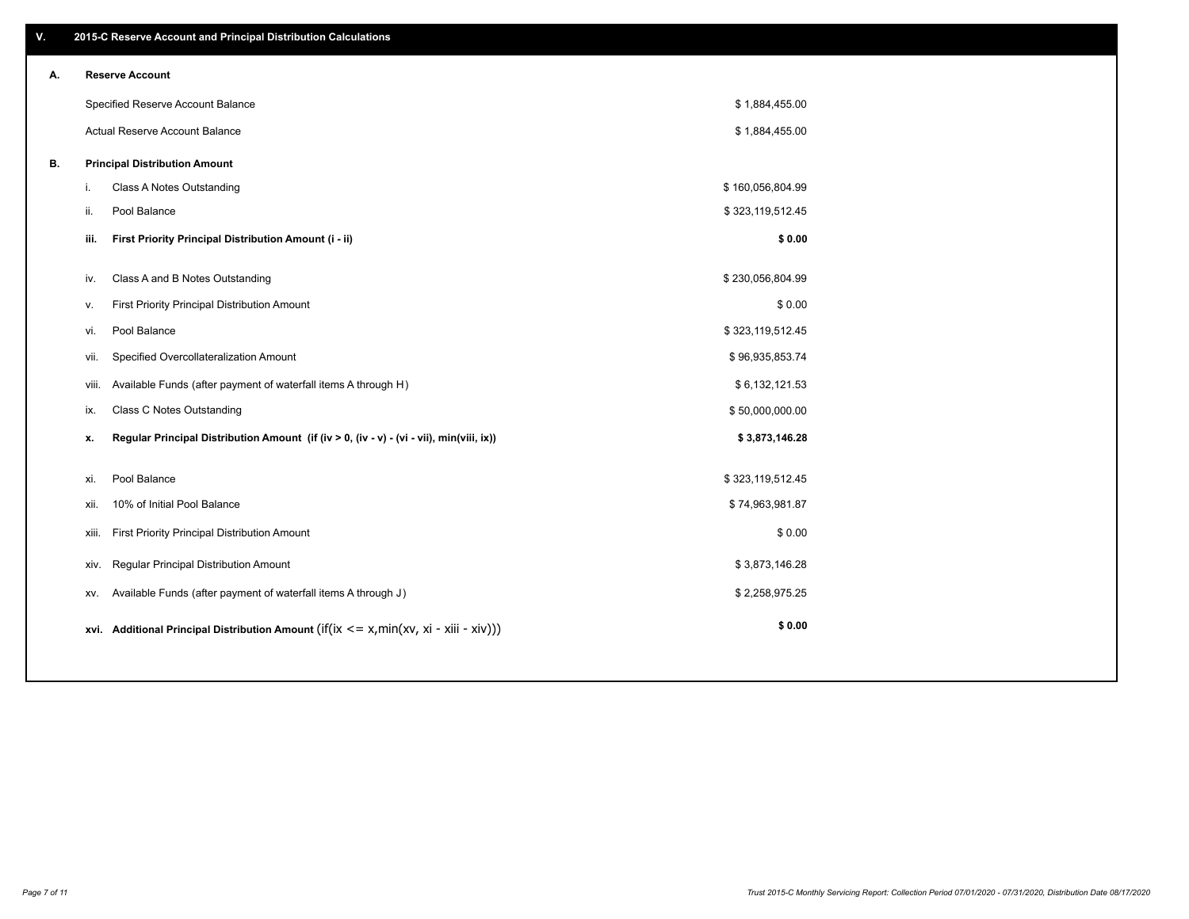## V. 2015-C Reserve Account and Principal Distribution Calculations

### A. Reserve Account

| | |
|---|---|
| Specified Reserve Account Balance | $ 1,884,455.00 |
| Actual Reserve Account Balance | $ 1,884,455.00 |

### B. Principal Distribution Amount

| | | |
|---|---|---|
| i. | Class A Notes Outstanding | $ 160,056,804.99 |
| ii. | Pool Balance | $ 323,119,512.45 |
| **iii.** | **First Priority Principal Distribution Amount (i - ii)** | **$ 0.00** |
| iv. | Class A and B Notes Outstanding | $ 230,056,804.99 |
| v. | First Priority Principal Distribution Amount | $ 0.00 |
| vi. | Pool Balance | $ 323,119,512.45 |
| vii. | Specified Overcollateralization Amount | $ 96,935,853.74 |
| viii. | Available Funds (after payment of waterfall items A through H) | $ 6,132,121.53 |
| ix. | Class C Notes Outstanding | $ 50,000,000.00 |
| **x.** | **Regular Principal Distribution Amount (if (iv > 0, (iv - v) - (vi - vii), min(viii, ix))** | **$ 3,873,146.28** |
| xi. | Pool Balance | $ 323,119,512.45 |
| xii. | 10% of Initial Pool Balance | $ 74,963,981.87 |
| xiii. | First Priority Principal Distribution Amount | $ 0.00 |
| xiv. | Regular Principal Distribution Amount | $ 3,873,146.28 |
| xv. | Available Funds (after payment of waterfall items A through J) | $ 2,258,975.25 |
| **xvi.** | **Additional Principal Distribution Amount** (if(ix <= x,min(xv, xi - xiii - xiv))) | **$ 0.00** |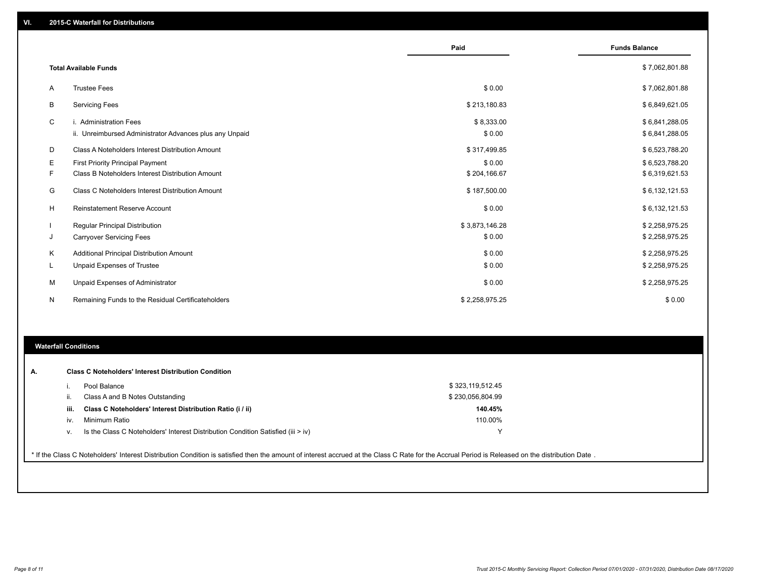## VI. 2015-C Waterfall for Distributions

| | | Paid | Funds Balance |
|---|---|---|---|
| | **Total Available Funds** | | $ 7,062,801.88 |
| A | Trustee Fees | $ 0.00 | $ 7,062,801.88 |
| B | Servicing Fees | $ 213,180.83 | $ 6,849,621.05 |
| C | i. Administration Fees | $ 8,333.00 | $ 6,841,288.05 |
| | ii. Unreimbursed Administrator Advances plus any Unpaid | $ 0.00 | $ 6,841,288.05 |
| D | Class A Noteholders Interest Distribution Amount | $ 317,499.85 | $ 6,523,788.20 |
| E | First Priority Principal Payment | $ 0.00 | $ 6,523,788.20 |
| F | Class B Noteholders Interest Distribution Amount | $ 204,166.67 | $ 6,319,621.53 |
| G | Class C Noteholders Interest Distribution Amount | $ 187,500.00 | $ 6,132,121.53 |
| H | Reinstatement Reserve Account | $ 0.00 | $ 6,132,121.53 |
| I | Regular Principal Distribution | $ 3,873,146.28 | $ 2,258,975.25 |
| J | Carryover Servicing Fees | $ 0.00 | $ 2,258,975.25 |
| K | Additional Principal Distribution Amount | $ 0.00 | $ 2,258,975.25 |
| L | Unpaid Expenses of Trustee | $ 0.00 | $ 2,258,975.25 |
| M | Unpaid Expenses of Administrator | $ 0.00 | $ 2,258,975.25 |
| N | Remaining Funds to the Residual Certificateholders | $ 2,258,975.25 | $ 0.00 |

### Waterfall Conditions

**A. Class C Noteholders' Interest Distribution Condition**

| | | |
|---|---|---|
| i. | Pool Balance | $ 323,119,512.45 |
| ii. | Class A and B Notes Outstanding | $ 230,056,804.99 |
| **iii.** | **Class C Noteholders' Interest Distribution Ratio (i / ii)** | **140.45%** |
| iv. | Minimum Ratio | 110.00% |
| v. | Is the Class C Noteholders' Interest Distribution Condition Satisfied (iii > iv) | Y |

* If the Class C Noteholders' Interest Distribution Condition is satisfied then the amount of interest accrued at the Class C Rate for the Accrual Period is Released on the distribution Date .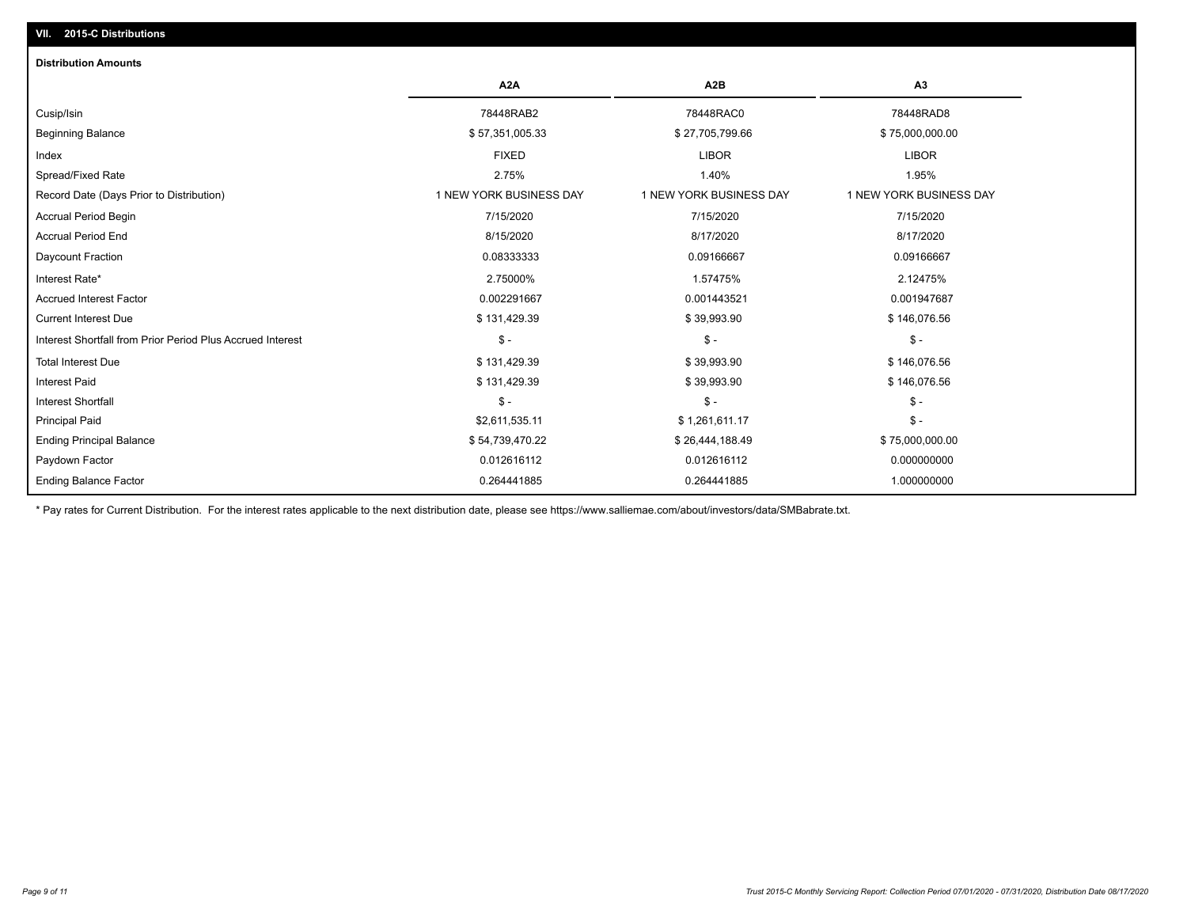## VII. 2015-C Distributions

### Distribution Amounts

| | A2A | A2B | A3 |
|---|---|---|---|
| Cusip/Isin | 78448RAB2 | 78448RAC0 | 78448RAD8 |
| Beginning Balance | $ 57,351,005.33 | $ 27,705,799.66 | $ 75,000,000.00 |
| Index | FIXED | LIBOR | LIBOR |
| Spread/Fixed Rate | 2.75% | 1.40% | 1.95% |
| Record Date (Days Prior to Distribution) | 1 NEW YORK BUSINESS DAY | 1 NEW YORK BUSINESS DAY | 1 NEW YORK BUSINESS DAY |
| Accrual Period Begin | 7/15/2020 | 7/15/2020 | 7/15/2020 |
| Accrual Period End | 8/15/2020 | 8/17/2020 | 8/17/2020 |
| Daycount Fraction | 0.08333333 | 0.09166667 | 0.09166667 |
| Interest Rate* | 2.75000% | 1.57475% | 2.12475% |
| Accrued Interest Factor | 0.002291667 | 0.001443521 | 0.001947687 |
| Current Interest Due | $ 131,429.39 | $ 39,993.90 | $ 146,076.56 |
| Interest Shortfall from Prior Period Plus Accrued Interest | $ - | $ - | $ - |
| Total Interest Due | $ 131,429.39 | $ 39,993.90 | $ 146,076.56 |
| Interest Paid | $ 131,429.39 | $ 39,993.90 | $ 146,076.56 |
| Interest Shortfall | $ - | $ - | $ - |
| Principal Paid | $2,611,535.11 | $ 1,261,611.17 | $ - |
| Ending Principal Balance | $ 54,739,470.22 | $ 26,444,188.49 | $ 75,000,000.00 |
| Paydown Factor | 0.012616112 | 0.012616112 | 0.000000000 |
| Ending Balance Factor | 0.264441885 | 0.264441885 | 1.000000000 |

* Pay rates for Current Distribution. For the interest rates applicable to the next distribution date, please see https://www.salliemae.com/about/investors/data/SMBabrate.txt.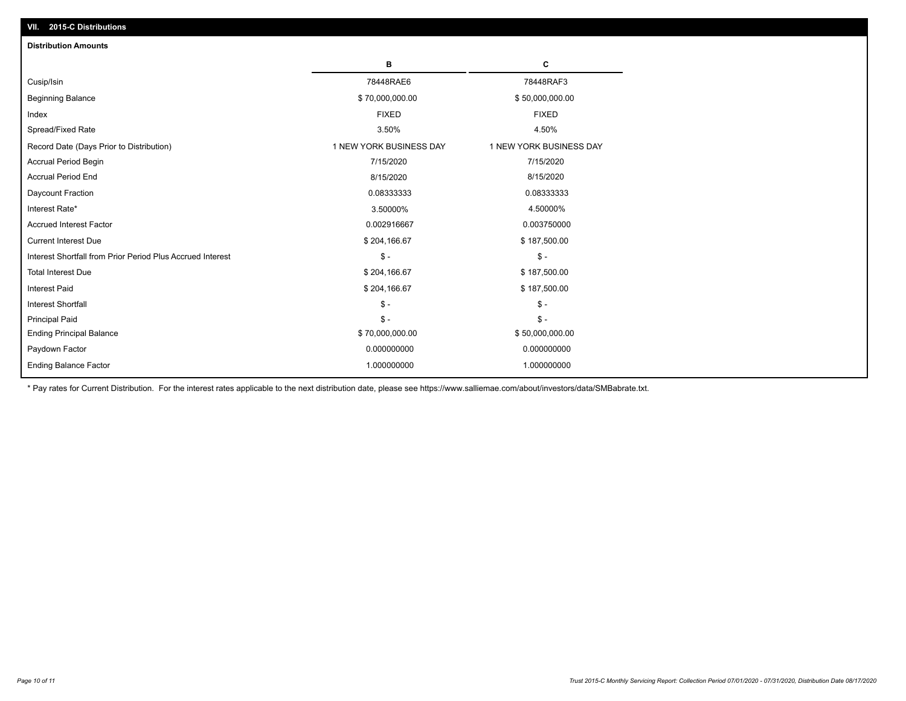## VII. 2015-C Distributions

### Distribution Amounts

| | B | C |
|---|---|---|
| Cusip/Isin | 78448RAE6 | 78448RAF3 |
| Beginning Balance | $ 70,000,000.00 | $ 50,000,000.00 |
| Index | FIXED | FIXED |
| Spread/Fixed Rate | 3.50% | 4.50% |
| Record Date (Days Prior to Distribution) | 1 NEW YORK BUSINESS DAY | 1 NEW YORK BUSINESS DAY |
| Accrual Period Begin | 7/15/2020 | 7/15/2020 |
| Accrual Period End | 8/15/2020 | 8/15/2020 |
| Daycount Fraction | 0.08333333 | 0.08333333 |
| Interest Rate* | 3.50000% | 4.50000% |
| Accrued Interest Factor | 0.002916667 | 0.003750000 |
| Current Interest Due | $ 204,166.67 | $ 187,500.00 |
| Interest Shortfall from Prior Period Plus Accrued Interest | $ - | $ - |
| Total Interest Due | $ 204,166.67 | $ 187,500.00 |
| Interest Paid | $ 204,166.67 | $ 187,500.00 |
| Interest Shortfall | $ - | $ - |
| Principal Paid | $ - | $ - |
| Ending Principal Balance | $ 70,000,000.00 | $ 50,000,000.00 |
| Paydown Factor | 0.000000000 | 0.000000000 |
| Ending Balance Factor | 1.000000000 | 1.000000000 |

* Pay rates for Current Distribution. For the interest rates applicable to the next distribution date, please see https://www.salliemae.com/about/investors/data/SMBabrate.txt.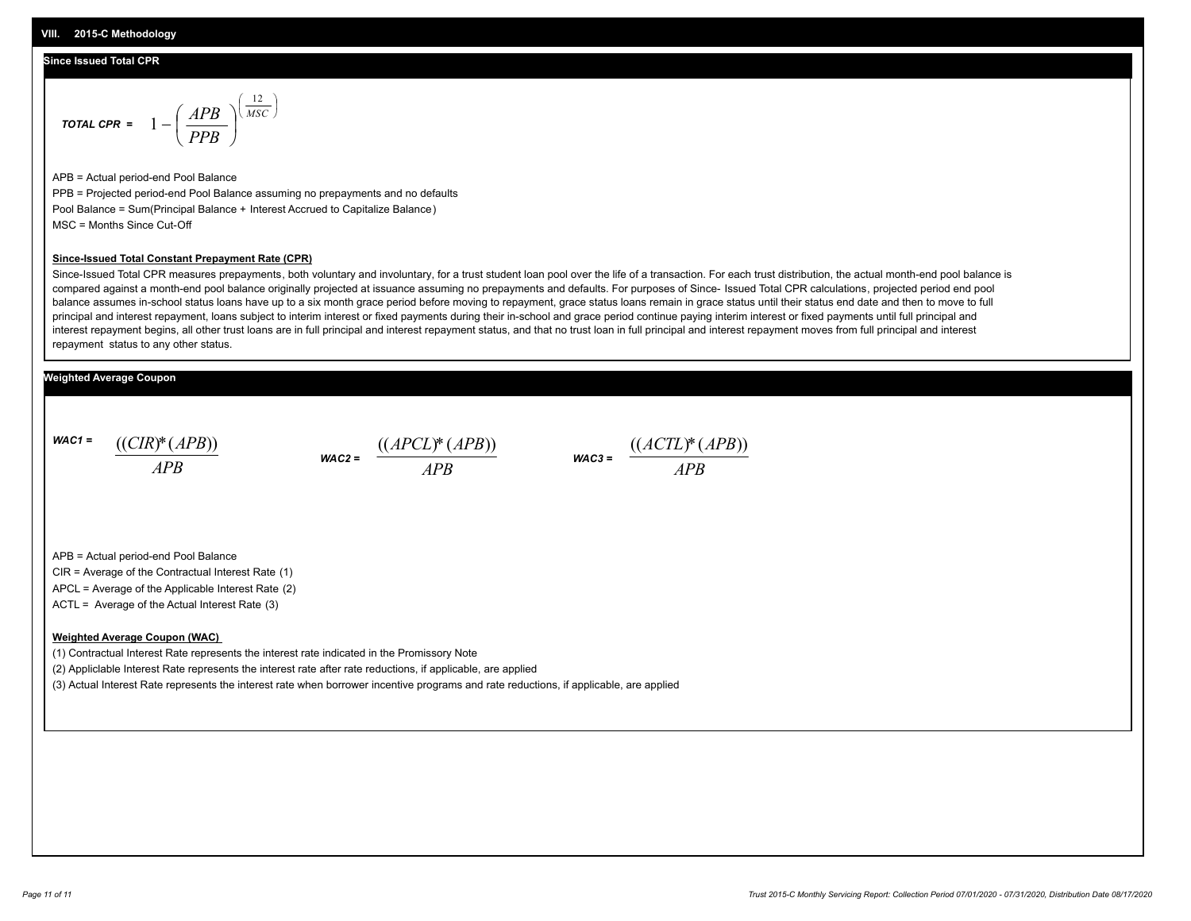## VIII. 2015-C Methodology

### Since Issued Total CPR

**_TOTAL CPR =_** $$1 - \left( \frac{APB}{PPB} \right)^{\left( \frac{12}{MSC} \right)}$$

APB = Actual period-end Pool Balance

PPB = Projected period-end Pool Balance assuming no prepayments and no defaults

Pool Balance = Sum(Principal Balance + Interest Accrued to Capitalize Balance)

MSC = Months Since Cut-Off

**Since-Issued Total Constant Prepayment Rate (CPR)**

Since-Issued Total CPR measures prepayments, both voluntary and involuntary, for a trust student loan pool over the life of a transaction. For each trust distribution, the actual month-end pool balance is compared against a month-end pool balance originally projected at issuance assuming no prepayments and defaults. For purposes of Since- Issued Total CPR calculations, projected period end pool balance assumes in-school status loans have up to a six month grace period before moving to repayment, grace status loans remain in grace status until their status end date and then to move to full principal and interest repayment, loans subject to interim interest or fixed payments during their in-school and grace period continue paying interim interest or fixed payments until full principal and interest repayment begins, all other trust loans are in full principal and interest repayment status, and that no trust loan in full principal and interest repayment moves from full principal and interest repayment status to any other status.

### Weighted Average Coupon

**_WAC1 =_** $$\frac{((CIR)*(APB))}{APB}$$

**_WAC2 =_** $$\frac{((APCL)*(APB))}{APB}$$

**_WAC3 =_** $$\frac{((ACTL)*(APB))}{APB}$$

APB = Actual period-end Pool Balance

CIR = Average of the Contractual Interest Rate (1)

APCL = Average of the Applicable Interest Rate (2)

ACTL = Average of the Actual Interest Rate (3)

**Weighted Average Coupon (WAC)**

(1) Contractual Interest Rate represents the interest rate indicated in the Promissory Note

(2) Appliclable Interest Rate represents the interest rate after rate reductions, if applicable, are applied

(3) Actual Interest Rate represents the interest rate when borrower incentive programs and rate reductions, if applicable, are applied